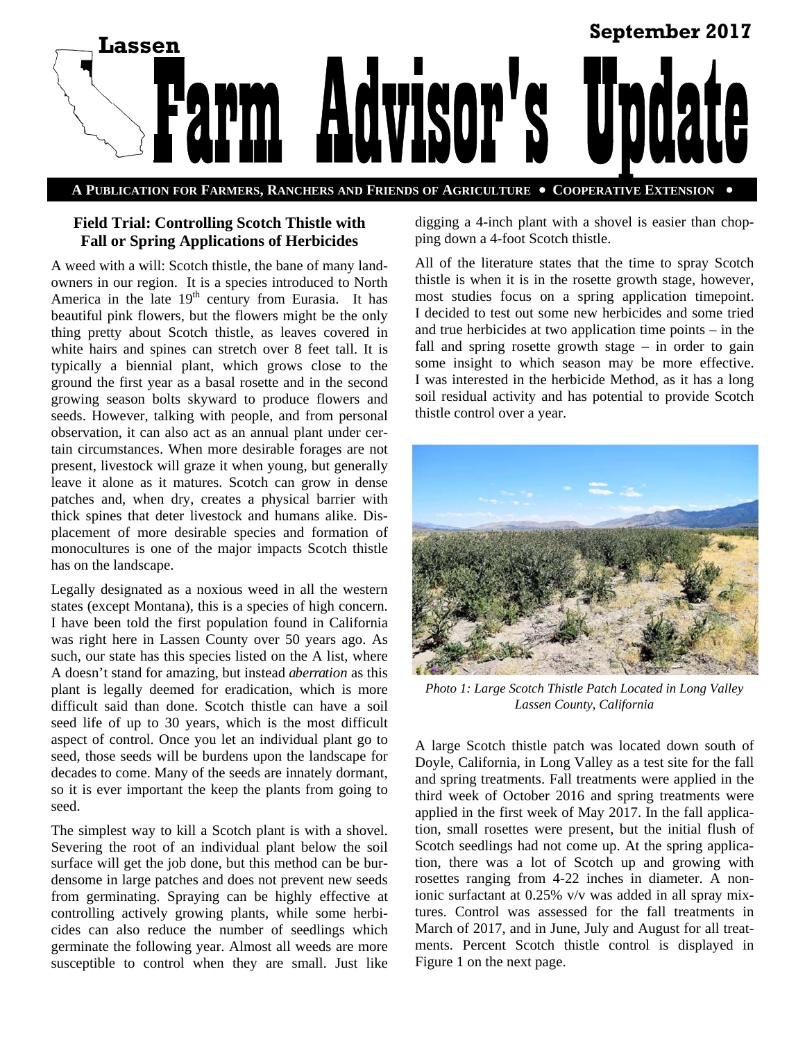# Lassen Farm Advisor's Update

September 2017

**A PUBLICATION FOR FARMERS, RANCHERS AND FRIENDS OF AGRICULTURE • COOPERATIVE EXTENSION •**

## Field Trial: Controlling Scotch Thistle with Fall or Spring Applications of Herbicides

A weed with a will: Scotch thistle, the bane of many landowners in our region. It is a species introduced to North America in the late 19th century from Eurasia. It has beautiful pink flowers, but the flowers might be the only thing pretty about Scotch thistle, as leaves covered in white hairs and spines can stretch over 8 feet tall. It is typically a biennial plant, which grows close to the ground the first year as a basal rosette and in the second growing season bolts skyward to produce flowers and seeds. However, talking with people, and from personal observation, it can also act as an annual plant under certain circumstances. When more desirable forages are not present, livestock will graze it when young, but generally leave it alone as it matures. Scotch can grow in dense patches and, when dry, creates a physical barrier with thick spines that deter livestock and humans alike. Displacement of more desirable species and formation of monocultures is one of the major impacts Scotch thistle has on the landscape.

Legally designated as a noxious weed in all the western states (except Montana), this is a species of high concern. I have been told the first population found in California was right here in Lassen County over 50 years ago. As such, our state has this species listed on the A list, where A doesn't stand for amazing, but instead *aberration* as this plant is legally deemed for eradication, which is more difficult said than done. Scotch thistle can have a soil seed life of up to 30 years, which is the most difficult aspect of control. Once you let an individual plant go to seed, those seeds will be burdens upon the landscape for decades to come. Many of the seeds are innately dormant, so it is ever important the keep the plants from going to seed.

The simplest way to kill a Scotch plant is with a shovel. Severing the root of an individual plant below the soil surface will get the job done, but this method can be burdensome in large patches and does not prevent new seeds from germinating. Spraying can be highly effective at controlling actively growing plants, while some herbicides can also reduce the number of seedlings which germinate the following year. Almost all weeds are more susceptible to control when they are small. Just like digging a 4-inch plant with a shovel is easier than chopping down a 4-foot Scotch thistle.

All of the literature states that the time to spray Scotch thistle is when it is in the rosette growth stage, however, most studies focus on a spring application timepoint. I decided to test out some new herbicides and some tried and true herbicides at two application time points – in the fall and spring rosette growth stage – in order to gain some insight to which season may be more effective. I was interested in the herbicide Method, as it has a long soil residual activity and has potential to provide Scotch thistle control over a year.

*Photo 1: Large Scotch Thistle Patch Located in Long Valley Lassen County, California*

A large Scotch thistle patch was located down south of Doyle, California, in Long Valley as a test site for the fall and spring treatments. Fall treatments were applied in the third week of October 2016 and spring treatments were applied in the first week of May 2017. In the fall application, small rosettes were present, but the initial flush of Scotch seedlings had not come up. At the spring application, there was a lot of Scotch up and growing with rosettes ranging from 4-22 inches in diameter. A non-ionic surfactant at 0.25% v/v was added in all spray mixtures. Control was assessed for the fall treatments in March of 2017, and in June, July and August for all treatments. Percent Scotch thistle control is displayed in Figure 1 on the next page.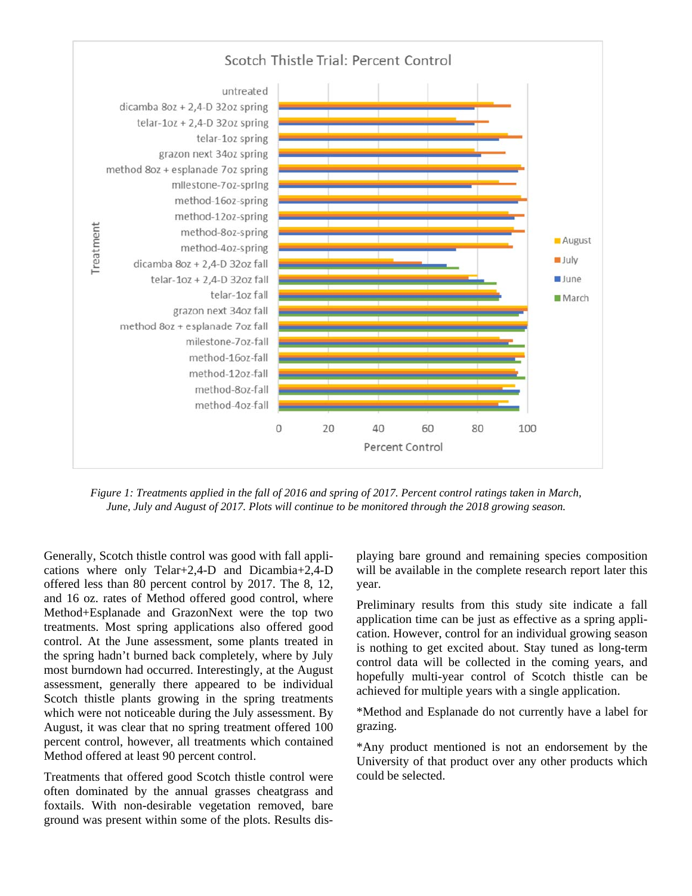Figure 1: Treatments applied in the fall of 2016 and spring of 2017. Percent control ratings taken in March, June, July and August of 2017. Plots will continue to be monitored through the 2018 growing season.

Generally, Scotch thistle control was good with fall applications where only Telar+2,4-D and Dicambia+2,4-D offered less than 80 percent control by 2017. The 8, 12, and 16 oz. rates of Method offered good control, where Method+Esplanade and GrazonNext were the top two treatments. Most spring applications also offered good control. At the June assessment, some plants treated in the spring hadn't burned back completely, where by July most burndown had occurred. Interestingly, at the August assessment, generally there appeared to be individual Scotch thistle plants growing in the spring treatments which were not noticeable during the July assessment. By August, it was clear that no spring treatment offered 100 percent control, however, all treatments which contained Method offered at least 90 percent control.

Treatments that offered good Scotch thistle control were often dominated by the annual grasses cheatgrass and foxtails. With non-desirable vegetation removed, bare ground was present within some of the plots. Results displaying bare ground and remaining species composition will be available in the complete research report later this year.

Preliminary results from this study site indicate a fall application time can be just as effective as a spring application. However, control for an individual growing season is nothing to get excited about. Stay tuned as long-term control data will be collected in the coming years, and hopefully multi-year control of Scotch thistle can be achieved for multiple years with a single application.

*Method and Esplanade do not currently have a label for grazing.

*Any product mentioned is not an endorsement by the University of that product over any other products which could be selected.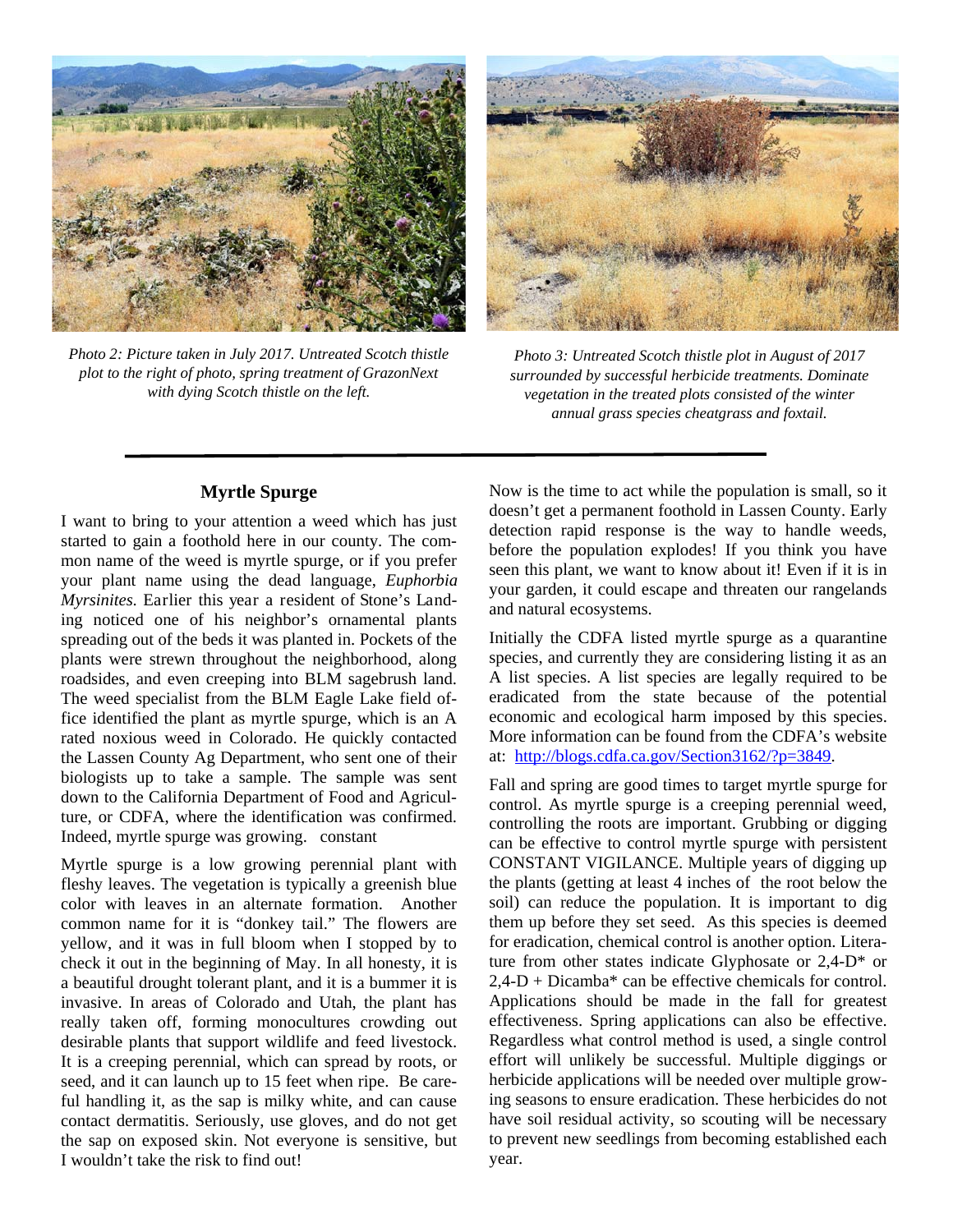*Photo 2: Picture taken in July 2017. Untreated Scotch thistle plot to the right of photo, spring treatment of GrazonNext with dying Scotch thistle on the left.*

*Photo 3: Untreated Scotch thistle plot in August of 2017 surrounded by successful herbicide treatments. Dominate vegetation in the treated plots consisted of the winter annual grass species cheatgrass and foxtail.*

---

## Myrtle Spurge

I want to bring to your attention a weed which has just started to gain a foothold here in our county. The common name of the weed is myrtle spurge, or if you prefer your plant name using the dead language, *Euphorbia Myrsinites*. Earlier this year a resident of Stone's Landing noticed one of his neighbor's ornamental plants spreading out of the beds it was planted in. Pockets of the plants were strewn throughout the neighborhood, along roadsides, and even creeping into BLM sagebrush land. The weed specialist from the BLM Eagle Lake field office identified the plant as myrtle spurge, which is an A rated noxious weed in Colorado. He quickly contacted the Lassen County Ag Department, who sent one of their biologists up to take a sample. The sample was sent down to the California Department of Food and Agriculture, or CDFA, where the identification was confirmed. Indeed, myrtle spurge was growing. constant

Myrtle spurge is a low growing perennial plant with fleshy leaves. The vegetation is typically a greenish blue color with leaves in an alternate formation. Another common name for it is "donkey tail." The flowers are yellow, and it was in full bloom when I stopped by to check it out in the beginning of May. In all honesty, it is a beautiful drought tolerant plant, and it is a bummer it is invasive. In areas of Colorado and Utah, the plant has really taken off, forming monocultures crowding out desirable plants that support wildlife and feed livestock. It is a creeping perennial, which can spread by roots, or seed, and it can launch up to 15 feet when ripe. Be careful handling it, as the sap is milky white, and can cause contact dermatitis. Seriously, use gloves, and do not get the sap on exposed skin. Not everyone is sensitive, but I wouldn't take the risk to find out!

Now is the time to act while the population is small, so it doesn't get a permanent foothold in Lassen County. Early detection rapid response is the way to handle weeds, before the population explodes! If you think you have seen this plant, we want to know about it! Even if it is in your garden, it could escape and threaten our rangelands and natural ecosystems.

Initially the CDFA listed myrtle spurge as a quarantine species, and currently they are considering listing it as an A list species. A list species are legally required to be eradicated from the state because of the potential economic and ecological harm imposed by this species. More information can be found from the CDFA's website at: http://blogs.cdfa.ca.gov/Section3162/?p=3849.

Fall and spring are good times to target myrtle spurge for control. As myrtle spurge is a creeping perennial weed, controlling the roots are important. Grubbing or digging can be effective to control myrtle spurge with persistent CONSTANT VIGILANCE. Multiple years of digging up the plants (getting at least 4 inches of the root below the soil) can reduce the population. It is important to dig them up before they set seed. As this species is deemed for eradication, chemical control is another option. Literature from other states indicate Glyphosate or 2,4-D* or 2,4-D + Dicamba* can be effective chemicals for control. Applications should be made in the fall for greatest effectiveness. Spring applications can also be effective. Regardless what control method is used, a single control effort will unlikely be successful. Multiple diggings or herbicide applications will be needed over multiple growing seasons to ensure eradication. These herbicides do not have soil residual activity, so scouting will be necessary to prevent new seedlings from becoming established each year.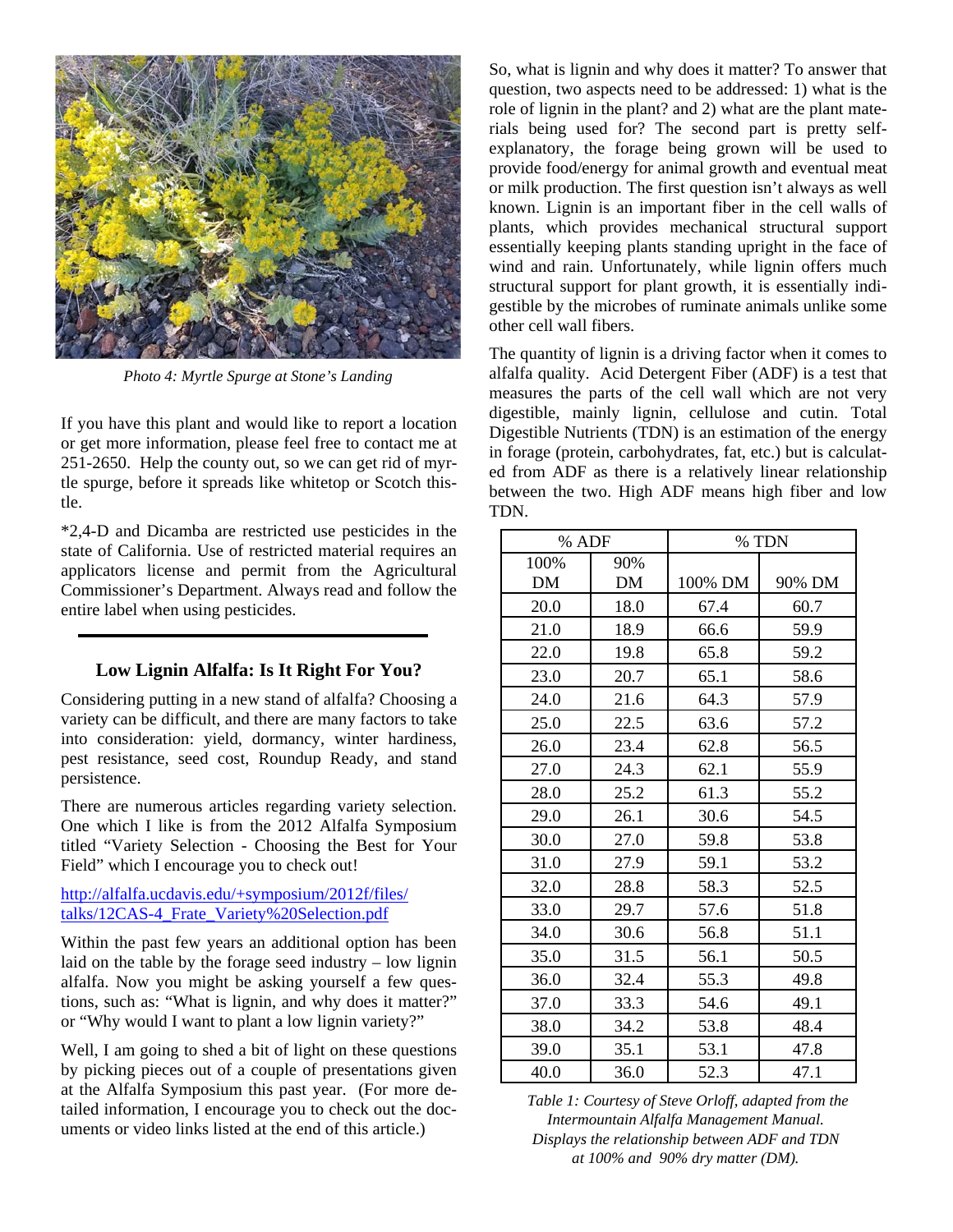Photo 4: Myrtle Spurge at Stone's Landing

If you have this plant and would like to report a location or get more information, please feel free to contact me at 251-2650. Help the county out, so we can get rid of myrtle spurge, before it spreads like whitetop or Scotch thistle.

*2,4-D and Dicamba are restricted use pesticides in the state of California. Use of restricted material requires an applicators license and permit from the Agricultural Commissioner's Department. Always read and follow the entire label when using pesticides.

---

## Low Lignin Alfalfa: Is It Right For You?

Considering putting in a new stand of alfalfa? Choosing a variety can be difficult, and there are many factors to take into consideration: yield, dormancy, winter hardiness, pest resistance, seed cost, Roundup Ready, and stand persistence.

There are numerous articles regarding variety selection. One which I like is from the 2012 Alfalfa Symposium titled "Variety Selection - Choosing the Best for Your Field" which I encourage you to check out!

http://alfalfa.ucdavis.edu/+symposium/2012f/files/talks/12CAS-4_Frate_Variety%20Selection.pdf

Within the past few years an additional option has been laid on the table by the forage seed industry – low lignin alfalfa. Now you might be asking yourself a few questions, such as: "What is lignin, and why does it matter?" or "Why would I want to plant a low lignin variety?"

Well, I am going to shed a bit of light on these questions by picking pieces out of a couple of presentations given at the Alfalfa Symposium this past year. (For more detailed information, I encourage you to check out the documents or video links listed at the end of this article.)

So, what is lignin and why does it matter? To answer that question, two aspects need to be addressed: 1) what is the role of lignin in the plant? and 2) what are the plant materials being used for? The second part is pretty self-explanatory, the forage being grown will be used to provide food/energy for animal growth and eventual meat or milk production. The first question isn't always as well known. Lignin is an important fiber in the cell walls of plants, which provides mechanical structural support essentially keeping plants standing upright in the face of wind and rain. Unfortunately, while lignin offers much structural support for plant growth, it is essentially indigestible by the microbes of ruminate animals unlike some other cell wall fibers.

The quantity of lignin is a driving factor when it comes to alfalfa quality. Acid Detergent Fiber (ADF) is a test that measures the parts of the cell wall which are not very digestible, mainly lignin, cellulose and cutin. Total Digestible Nutrients (TDN) is an estimation of the energy in forage (protein, carbohydrates, fat, etc.) but is calculated from ADF as there is a relatively linear relationship between the two. High ADF means high fiber and low TDN.

| % ADF | | % TDN | |
|---|---|---|---|
| 100% DM | 90% DM | 100% DM | 90% DM |
| 20.0 | 18.0 | 67.4 | 60.7 |
| 21.0 | 18.9 | 66.6 | 59.9 |
| 22.0 | 19.8 | 65.8 | 59.2 |
| 23.0 | 20.7 | 65.1 | 58.6 |
| 24.0 | 21.6 | 64.3 | 57.9 |
| 25.0 | 22.5 | 63.6 | 57.2 |
| 26.0 | 23.4 | 62.8 | 56.5 |
| 27.0 | 24.3 | 62.1 | 55.9 |
| 28.0 | 25.2 | 61.3 | 55.2 |
| 29.0 | 26.1 | 30.6 | 54.5 |
| 30.0 | 27.0 | 59.8 | 53.8 |
| 31.0 | 27.9 | 59.1 | 53.2 |
| 32.0 | 28.8 | 58.3 | 52.5 |
| 33.0 | 29.7 | 57.6 | 51.8 |
| 34.0 | 30.6 | 56.8 | 51.1 |
| 35.0 | 31.5 | 56.1 | 50.5 |
| 36.0 | 32.4 | 55.3 | 49.8 |
| 37.0 | 33.3 | 54.6 | 49.1 |
| 38.0 | 34.2 | 53.8 | 48.4 |
| 39.0 | 35.1 | 53.1 | 47.8 |
| 40.0 | 36.0 | 52.3 | 47.1 |

*Table 1: Courtesy of Steve Orloff, adapted from the Intermountain Alfalfa Management Manual. Displays the relationship between ADF and TDN at 100% and 90% dry matter (DM).*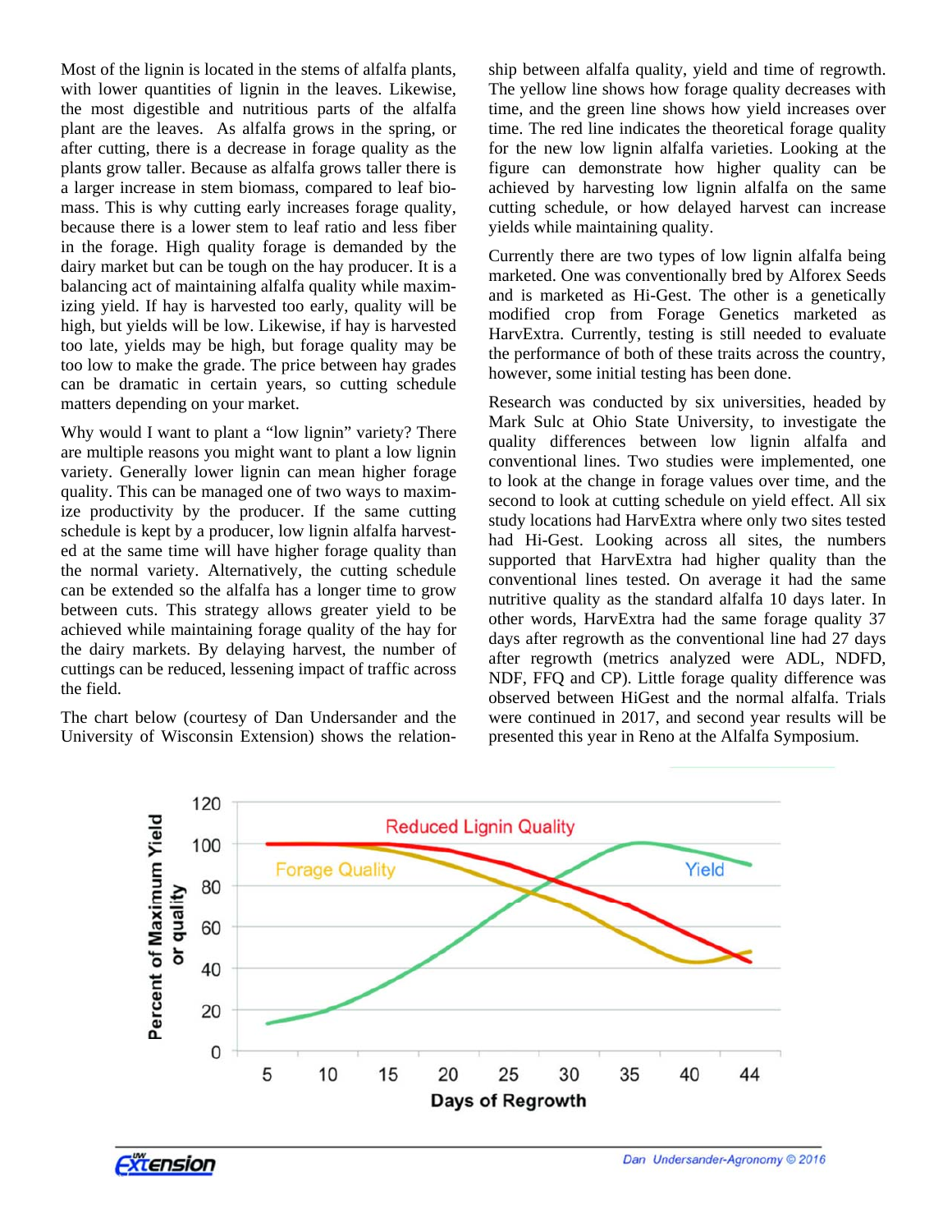Most of the lignin is located in the stems of alfalfa plants, with lower quantities of lignin in the leaves. Likewise, the most digestible and nutritious parts of the alfalfa plant are the leaves. As alfalfa grows in the spring, or after cutting, there is a decrease in forage quality as the plants grow taller. Because as alfalfa grows taller there is a larger increase in stem biomass, compared to leaf biomass. This is why cutting early increases forage quality, because there is a lower stem to leaf ratio and less fiber in the forage. High quality forage is demanded by the dairy market but can be tough on the hay producer. It is a balancing act of maintaining alfalfa quality while maximizing yield. If hay is harvested too early, quality will be high, but yields will be low. Likewise, if hay is harvested too late, yields may be high, but forage quality may be too low to make the grade. The price between hay grades can be dramatic in certain years, so cutting schedule matters depending on your market.

Why would I want to plant a "low lignin" variety? There are multiple reasons you might want to plant a low lignin variety. Generally lower lignin can mean higher forage quality. This can be managed one of two ways to maximize productivity by the producer. If the same cutting schedule is kept by a producer, low lignin alfalfa harvested at the same time will have higher forage quality than the normal variety. Alternatively, the cutting schedule can be extended so the alfalfa has a longer time to grow between cuts. This strategy allows greater yield to be achieved while maintaining forage quality of the hay for the dairy markets. By delaying harvest, the number of cuttings can be reduced, lessening impact of traffic across the field.

The chart below (courtesy of Dan Undersander and the University of Wisconsin Extension) shows the relationship between alfalfa quality, yield and time of regrowth. The yellow line shows how forage quality decreases with time, and the green line shows how yield increases over time. The red line indicates the theoretical forage quality for the new low lignin alfalfa varieties. Looking at the figure can demonstrate how higher quality can be achieved by harvesting low lignin alfalfa on the same cutting schedule, or how delayed harvest can increase yields while maintaining quality.

Currently there are two types of low lignin alfalfa being marketed. One was conventionally bred by Alforex Seeds and is marketed as Hi-Gest. The other is a genetically modified crop from Forage Genetics marketed as HarvExtra. Currently, testing is still needed to evaluate the performance of both of these traits across the country, however, some initial testing has been done.

Research was conducted by six universities, headed by Mark Sulc at Ohio State University, to investigate the quality differences between low lignin alfalfa and conventional lines. Two studies were implemented, one to look at the change in forage values over time, and the second to look at cutting schedule on yield effect. All six study locations had HarvExtra where only two sites tested had Hi-Gest. Looking across all sites, the numbers supported that HarvExtra had higher quality than the conventional lines tested. On average it had the same nutritive quality as the standard alfalfa 10 days later. In other words, HarvExtra had the same forage quality 37 days after regrowth as the conventional line had 27 days after regrowth (metrics analyzed were ADL, NDFD, NDF, FFQ and CP). Little forage quality difference was observed between HiGest and the normal alfalfa. Trials were continued in 2017, and second year results will be presented this year in Reno at the Alfalfa Symposium.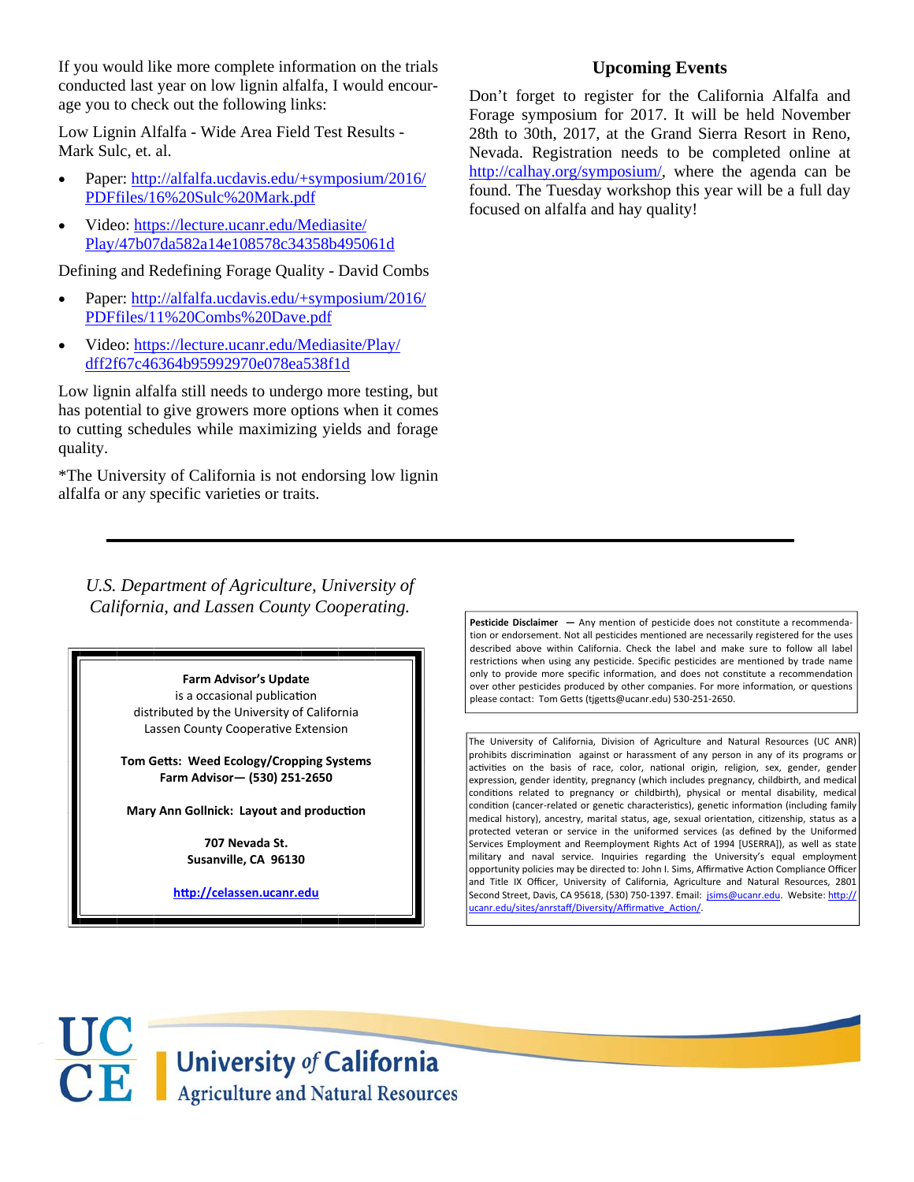If you would like more complete information on the trials conducted last year on low lignin alfalfa, I would encourage you to check out the following links:

Low Lignin Alfalfa - Wide Area Field Test Results - Mark Sulc, et. al.

- Paper: http://alfalfa.ucdavis.edu/+symposium/2016/PDFfiles/16%20Sulc%20Mark.pdf
- Video: https://lecture.ucanr.edu/Mediasite/Play/47b07da582a14e108578c34358b495061d

Defining and Redefining Forage Quality - David Combs

- Paper: http://alfalfa.ucdavis.edu/+symposium/2016/PDFfiles/11%20Combs%20Dave.pdf
- Video: https://lecture.ucanr.edu/Mediasite/Play/dff2f67c46364b95992970e078ea538f1d

Low lignin alfalfa still needs to undergo more testing, but has potential to give growers more options when it comes to cutting schedules while maximizing yields and forage quality.

*The University of California is not endorsing low lignin alfalfa or any specific varieties or traits.

## Upcoming Events

Don't forget to register for the California Alfalfa and Forage symposium for 2017. It will be held November 28th to 30th, 2017, at the Grand Sierra Resort in Reno, Nevada. Registration needs to be completed online at http://calhay.org/symposium/, where the agenda can be found. The Tuesday workshop this year will be a full day focused on alfalfa and hay quality!

---

*U.S. Department of Agriculture, University of California, and Lassen County Cooperating.*

**Farm Advisor's Update**
is a occasional publication
distributed by the University of California
Lassen County Cooperative Extension

**Tom Getts: Weed Ecology/Cropping Systems**
**Farm Advisor— (530) 251-2650**

**Mary Ann Gollnick: Layout and production**

**707 Nevada St.**
**Susanville, CA 96130**

**http://celassen.ucanr.edu**

**Pesticide Disclaimer** — Any mention of pesticide does not constitute a recommendation or endorsement. Not all pesticides mentioned are necessarily registered for the uses described above within California. Check the label and make sure to follow all label restrictions when using any pesticide. Specific pesticides are mentioned by trade name only to provide more specific information, and does not constitute a recommendation over other pesticides produced by other companies. For more information, or questions please contact: Tom Getts (tjgetts@ucanr.edu) 530-251-2650.

The University of California, Division of Agriculture and Natural Resources (UC ANR) prohibits discrimination against or harassment of any person in any of its programs or activities on the basis of race, color, national origin, religion, sex, gender, gender expression, gender identity, pregnancy (which includes pregnancy, childbirth, and medical conditions related to pregnancy or childbirth), physical or mental disability, medical condition (cancer-related or genetic characteristics), genetic information (including family medical history), ancestry, marital status, age, sexual orientation, citizenship, status as a protected veteran or service in the uniformed services (as defined by the Uniformed Services Employment and Reemployment Rights Act of 1994 [USERRA]), as well as state military and naval service. Inquiries regarding the University's equal employment opportunity policies may be directed to: John I. Sims, Affirmative Action Compliance Officer and Title IX Officer, University of California, Agriculture and Natural Resources, 2801 Second Street, Davis, CA 95618, (530) 750-1397. Email: jsims@ucanr.edu. Website: http://ucanr.edu/sites/anrstaff/Diversity/Affirmative_Action/.

UC CE University of California Agriculture and Natural Resources